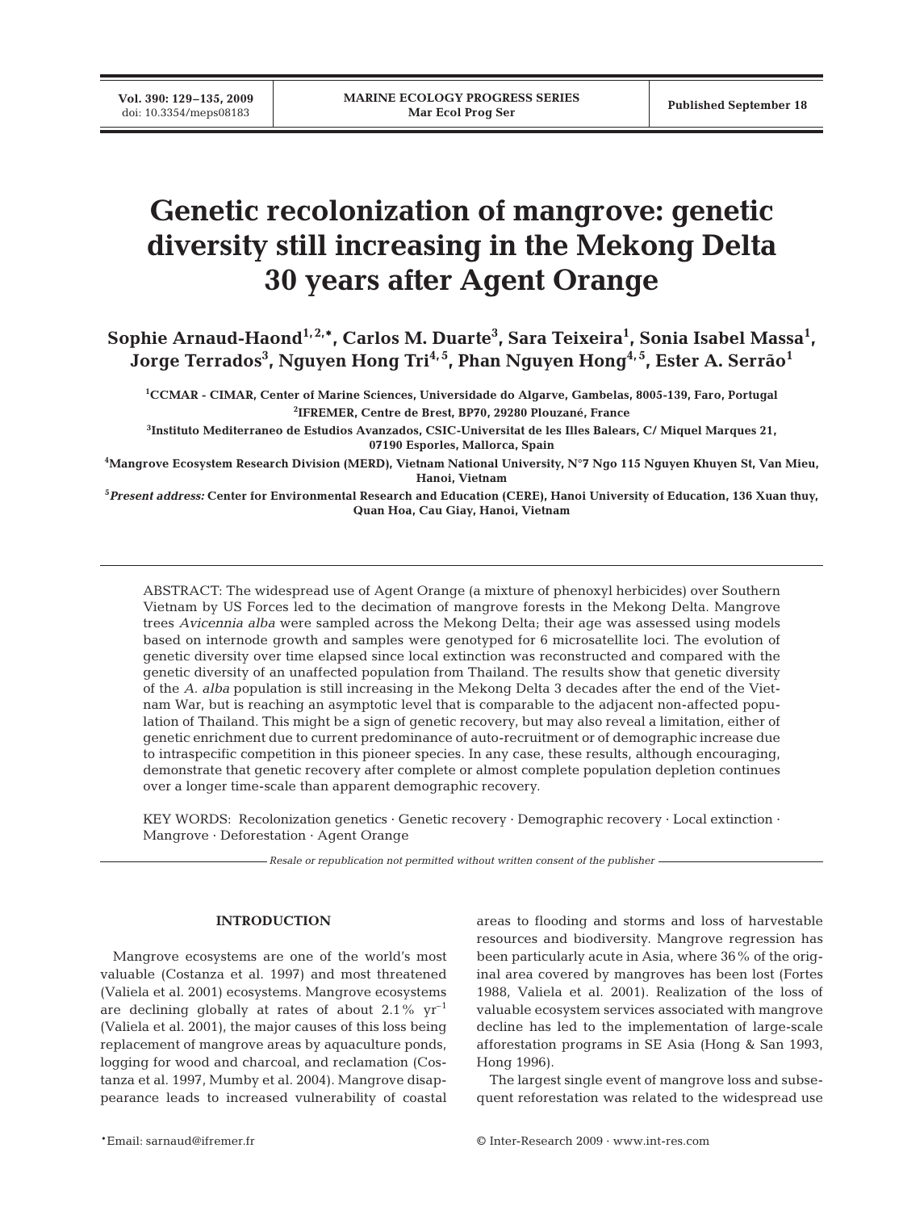# Genetic recolonization of mangrove: genetic diversity still increasing in the Mekong Delta 30 years after Agent Orange

**Sophie Arnaud-Haond[1,2,*], Carlos M. Duarte[3], Sara Teixeira[1], Sonia Isabel Massa[1], Jorge Terrados[3], Nguyen Hong Tri[4,5], Phan Nguyen Hong[4,5], Ester A. Serrão[1]**

[1]CCMAR - CIMAR, Center of Marine Sciences, Universidade do Algarve, Gambelas, 8005-139, Faro, Portugal

[2]IFREMER, Centre de Brest, BP70, 29280 Plouzané, France

[3]Instituto Mediterraneo de Estudios Avanzados, CSIC-Universitat de les Illes Balears, C/ Miquel Marques 21, 07190 Esporles, Mallorca, Spain

[4]Mangrove Ecosystem Research Division (MERD), Vietnam National University, N°7 Ngo 115 Nguyen Khuyen St, Van Mieu, Hanoi, Vietnam

[5]*Present address:* Center for Environmental Research and Education (CERE), Hanoi University of Education, 136 Xuan thuy, Quan Hoa, Cau Giay, Hanoi, Vietnam

ABSTRACT: The widespread use of Agent Orange (a mixture of phenoxyl herbicides) over Southern Vietnam by US Forces led to the decimation of mangrove forests in the Mekong Delta. Mangrove trees *Avicennia alba* were sampled across the Mekong Delta; their age was assessed using models based on internode growth and samples were genotyped for 6 microsatellite loci. The evolution of genetic diversity over time elapsed since local extinction was reconstructed and compared with the genetic diversity of an unaffected population from Thailand. The results show that genetic diversity of the *A. alba* population is still increasing in the Mekong Delta 3 decades after the end of the Vietnam War, but is reaching an asymptotic level that is comparable to the adjacent non-affected population of Thailand. This might be a sign of genetic recovery, but may also reveal a limitation, either of genetic enrichment due to current predominance of auto-recruitment or of demographic increase due to intraspecific competition in this pioneer species. In any case, these results, although encouraging, demonstrate that genetic recovery after complete or almost complete population depletion continues over a longer time-scale than apparent demographic recovery.

KEY WORDS: Recolonization genetics · Genetic recovery · Demographic recovery · Local extinction · Mangrove · Deforestation · Agent Orange

*Resale or republication not permitted without written consent of the publisher*

## INTRODUCTION

Mangrove ecosystems are one of the world's most valuable (Costanza et al. 1997) and most threatened (Valiela et al. 2001) ecosystems. Mangrove ecosystems are declining globally at rates of about 2.1% $yr^{-1}$ (Valiela et al. 2001), the major causes of this loss being replacement of mangrove areas by aquaculture ponds, logging for wood and charcoal, and reclamation (Costanza et al. 1997, Mumby et al. 2004). Mangrove disappearance leads to increased vulnerability of coastal areas to flooding and storms and loss of harvestable resources and biodiversity. Mangrove regression has been particularly acute in Asia, where 36% of the original area covered by mangroves has been lost (Fortes 1988, Valiela et al. 2001). Realization of the loss of valuable ecosystem services associated with mangrove decline has led to the implementation of large-scale afforestation programs in SE Asia (Hong & San 1993, Hong 1996).

The largest single event of mangrove loss and subsequent reforestation was related to the widespread use

*Email: sarnaud@ifremer.fr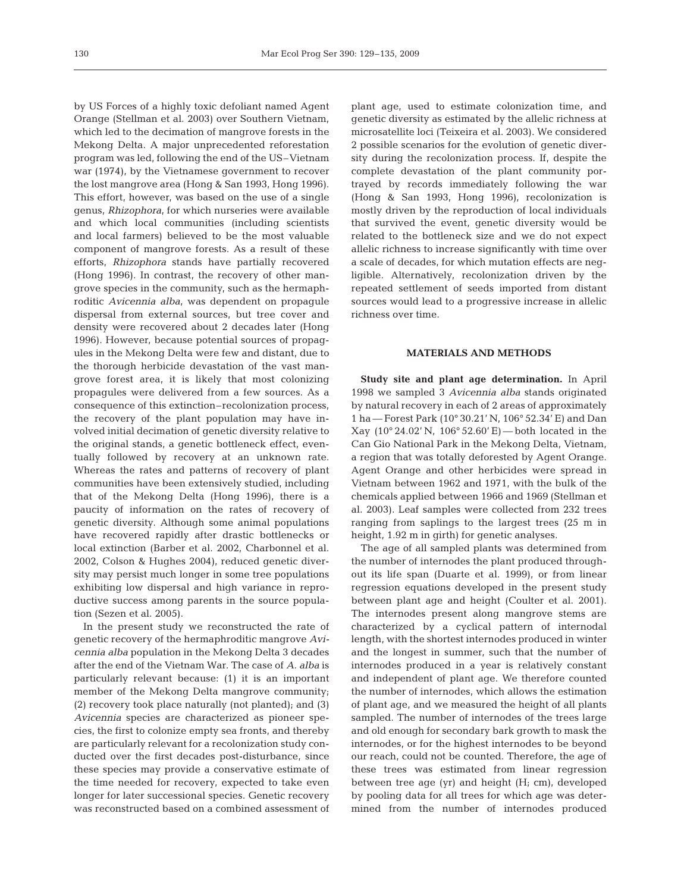by US Forces of a highly toxic defoliant named Agent Orange (Stellman et al. 2003) over Southern Vietnam, which led to the decimation of mangrove forests in the Mekong Delta. A major unprecedented reforestation program was led, following the end of the US–Vietnam war (1974), by the Vietnamese government to recover the lost mangrove area (Hong & San 1993, Hong 1996). This effort, however, was based on the use of a single genus, *Rhizophora*, for which nurseries were available and which local communities (including scientists and local farmers) believed to be the most valuable component of mangrove forests. As a result of these efforts, *Rhizophora* stands have partially recovered (Hong 1996). In contrast, the recovery of other mangrove species in the community, such as the hermaphroditic *Avicennia alba*, was dependent on propagule dispersal from external sources, but tree cover and density were recovered about 2 decades later (Hong 1996). However, because potential sources of propagules in the Mekong Delta were few and distant, due to the thorough herbicide devastation of the vast mangrove forest area, it is likely that most colonizing propagules were delivered from a few sources. As a consequence of this extinction–recolonization process, the recovery of the plant population may have involved initial decimation of genetic diversity relative to the original stands, a genetic bottleneck effect, eventually followed by recovery at an unknown rate. Whereas the rates and patterns of recovery of plant communities have been extensively studied, including that of the Mekong Delta (Hong 1996), there is a paucity of information on the rates of recovery of genetic diversity. Although some animal populations have recovered rapidly after drastic bottlenecks or local extinction (Barber et al. 2002, Charbonnel et al. 2002, Colson & Hughes 2004), reduced genetic diversity may persist much longer in some tree populations exhibiting low dispersal and high variance in reproductive success among parents in the source population (Sezen et al. 2005).

In the present study we reconstructed the rate of genetic recovery of the hermaphroditic mangrove *Avicennia alba* population in the Mekong Delta 3 decades after the end of the Vietnam War. The case of *A. alba* is particularly relevant because: (1) it is an important member of the Mekong Delta mangrove community; (2) recovery took place naturally (not planted); and (3) *Avicennia* species are characterized as pioneer species, the first to colonize empty sea fronts, and thereby are particularly relevant for a recolonization study conducted over the first decades post-disturbance, since these species may provide a conservative estimate of the time needed for recovery, expected to take even longer for later successional species. Genetic recovery was reconstructed based on a combined assessment of plant age, used to estimate colonization time, and genetic diversity as estimated by the allelic richness at microsatellite loci (Teixeira et al. 2003). We considered 2 possible scenarios for the evolution of genetic diversity during the recolonization process. If, despite the complete devastation of the plant community portrayed by records immediately following the war (Hong & San 1993, Hong 1996), recolonization is mostly driven by the reproduction of local individuals that survived the event, genetic diversity would be related to the bottleneck size and we do not expect allelic richness to increase significantly with time over a scale of decades, for which mutation effects are negligible. Alternatively, recolonization driven by the repeated settlement of seeds imported from distant sources would lead to a progressive increase in allelic richness over time.

## MATERIALS AND METHODS

**Study site and plant age determination.** In April 1998 we sampled 3 *Avicennia alba* stands originated by natural recovery in each of 2 areas of approximately 1 ha — Forest Park (10° 30.21′ N, 106° 52.34′ E) and Dan Xay (10° 24.02′ N, 106° 52.60′ E) — both located in the Can Gio National Park in the Mekong Delta, Vietnam, a region that was totally deforested by Agent Orange. Agent Orange and other herbicides were spread in Vietnam between 1962 and 1971, with the bulk of the chemicals applied between 1966 and 1969 (Stellman et al. 2003). Leaf samples were collected from 232 trees ranging from saplings to the largest trees (25 m in height, 1.92 m in girth) for genetic analyses.

The age of all sampled plants was determined from the number of internodes the plant produced throughout its life span (Duarte et al. 1999), or from linear regression equations developed in the present study between plant age and height (Coulter et al. 2001). The internodes present along mangrove stems are characterized by a cyclical pattern of internodal length, with the shortest internodes produced in winter and the longest in summer, such that the number of internodes produced in a year is relatively constant and independent of plant age. We therefore counted the number of internodes, which allows the estimation of plant age, and we measured the height of all plants sampled. The number of internodes of the trees large and old enough for secondary bark growth to mask the internodes, or for the highest internodes to be beyond our reach, could not be counted. Therefore, the age of these trees was estimated from linear regression between tree age (yr) and height (H; cm), developed by pooling data for all trees for which age was determined from the number of internodes produced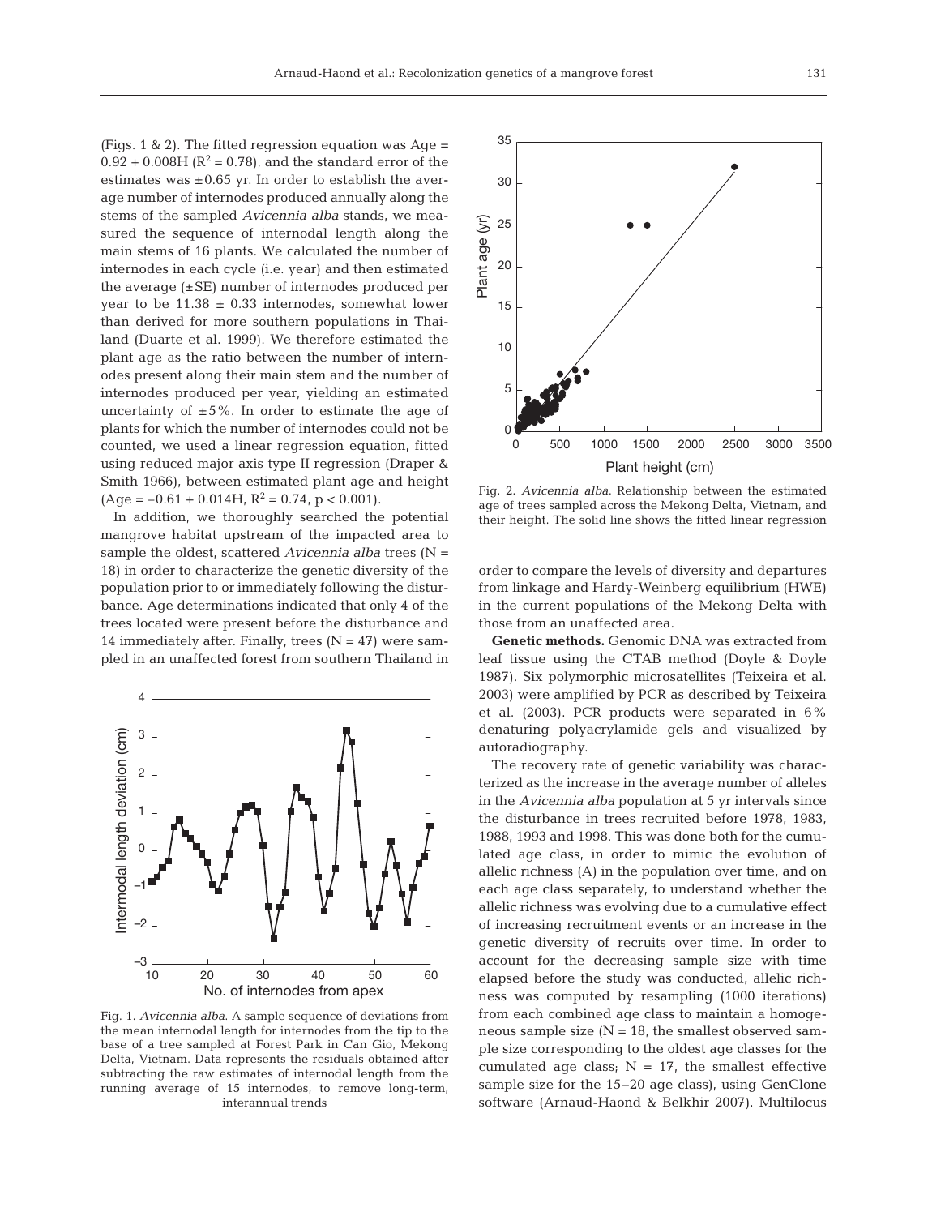(Figs. 1 & 2). The fitted regression equation was Age = $0.92 + 0.008H$ ($R^2 = 0.78$), and the standard error of the estimates was ±0.65 yr. In order to establish the average number of internodes produced annually along the stems of the sampled *Avicennia alba* stands, we measured the sequence of internodal length along the main stems of 16 plants. We calculated the number of internodes in each cycle (i.e. year) and then estimated the average (±SE) number of internodes produced per year to be 11.38 ± 0.33 internodes, somewhat lower than derived for more southern populations in Thailand (Duarte et al. 1999). We therefore estimated the plant age as the ratio between the number of internodes present along their main stem and the number of internodes produced per year, yielding an estimated uncertainty of ±5%. In order to estimate the age of plants for which the number of internodes could not be counted, we used a linear regression equation, fitted using reduced major axis type II regression (Draper & Smith 1966), between estimated plant age and height (Age = $-0.61 + 0.014H$, $R^2 = 0.74$, $p < 0.001$).

In addition, we thoroughly searched the potential mangrove habitat upstream of the impacted area to sample the oldest, scattered *Avicennia alba* trees (N = 18) in order to characterize the genetic diversity of the population prior to or immediately following the disturbance. Age determinations indicated that only 4 of the trees located were present before the disturbance and 14 immediately after. Finally, trees (N = 47) were sampled in an unaffected forest from southern Thailand in order to compare the levels of diversity and departures from linkage and Hardy-Weinberg equilibrium (HWE) in the current populations of the Mekong Delta with those from an unaffected area.

Fig. 1. *Avicennia alba*. A sample sequence of deviations from the mean internodal length for internodes from the tip to the base of a tree sampled at Forest Park in Can Gio, Mekong Delta, Vietnam. Data represents the residuals obtained after subtracting the raw estimates of internodal length from the running average of 15 internodes, to remove long-term, interannual trends

Fig. 2. *Avicennia alba*. Relationship between the estimated age of trees sampled across the Mekong Delta, Vietnam, and their height. The solid line shows the fitted linear regression

**Genetic methods.** Genomic DNA was extracted from leaf tissue using the CTAB method (Doyle & Doyle 1987). Six polymorphic microsatellites (Teixeira et al. 2003) were amplified by PCR as described by Teixeira et al. (2003). PCR products were separated in 6% denaturing polyacrylamide gels and visualized by autoradiography.

The recovery rate of genetic variability was characterized as the increase in the average number of alleles in the *Avicennia alba* population at 5 yr intervals since the disturbance in trees recruited before 1978, 1983, 1988, 1993 and 1998. This was done both for the cumulated age class, in order to mimic the evolution of allelic richness (A) in the population over time, and on each age class separately, to understand whether the allelic richness was evolving due to a cumulative effect of increasing recruitment events or an increase in the genetic diversity of recruits over time. In order to account for the decreasing sample size with time elapsed before the study was conducted, allelic richness was computed by resampling (1000 iterations) from each combined age class to maintain a homogeneous sample size (N = 18, the smallest observed sample size corresponding to the oldest age classes for the cumulated age class; N = 17, the smallest effective sample size for the 15–20 age class), using GenClone software (Arnaud-Haond & Belkhir 2007). Multilocus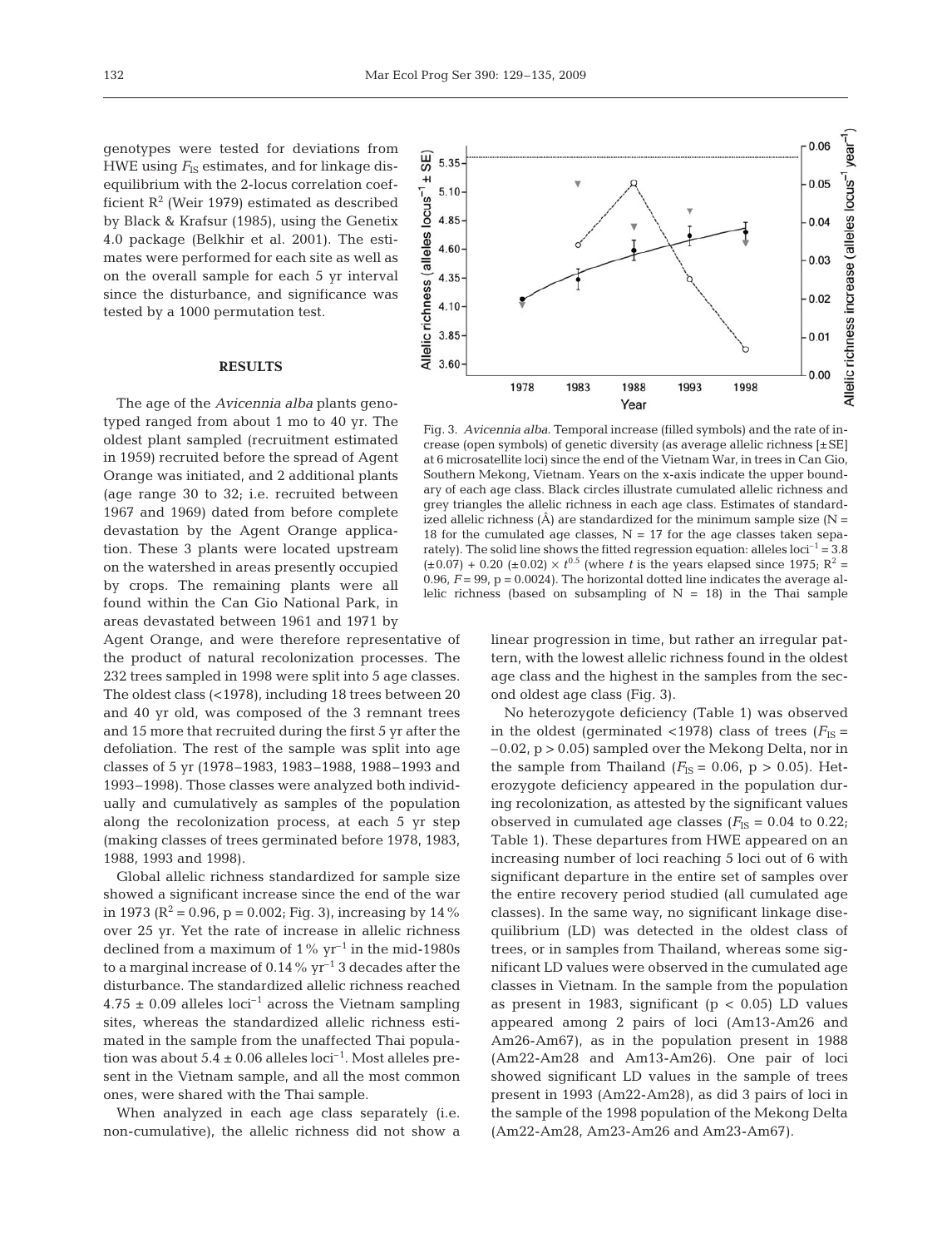genotypes were tested for deviations from HWE using $F_{IS}$ estimates, and for linkage disequilibrium with the 2-locus correlation coefficient $R^2$ (Weir 1979) estimated as described by Black & Krafsur (1985), using the Genetix 4.0 package (Belkhir et al. 2001). The estimates were performed for each site as well as on the overall sample for each 5 yr interval since the disturbance, and significance was tested by a 1000 permutation test.

## RESULTS

The age of the *Avicennia alba* plants genotyped ranged from about 1 mo to 40 yr. The oldest plant sampled (recruitment estimated in 1959) recruited before the spread of Agent Orange was initiated, and 2 additional plants (age range 30 to 32; i.e. recruited between 1967 and 1969) dated from before complete devastation by the Agent Orange application. These 3 plants were located upstream on the watershed in areas presently occupied by crops. The remaining plants were all found within the Can Gio National Park, in areas devastated between 1961 and 1971 by Agent Orange, and were therefore representative of the product of natural recolonization processes. The 232 trees sampled in 1998 were split into 5 age classes. The oldest class (<1978), including 18 trees between 20 and 40 yr old, was composed of the 3 remnant trees and 15 more that recruited during the first 5 yr after the defoliation. The rest of the sample was split into age classes of 5 yr (1978–1983, 1983–1988, 1988–1993 and 1993–1998). Those classes were analyzed both individually and cumulatively as samples of the population along the recolonization process, at each 5 yr step (making classes of trees germinated before 1978, 1983, 1988, 1993 and 1998).

Global allelic richness standardized for sample size showed a significant increase since the end of the war in 1973 ($R^2 = 0.96$, $p = 0.002$; Fig. 3), increasing by 14% over 25 yr. Yet the rate of increase in allelic richness declined from a maximum of 1% $yr^{-1}$ in the mid-1980s to a marginal increase of 0.14% $yr^{-1}$ 3 decades after the disturbance. The standardized allelic richness reached $4.75 \pm 0.09$ alleles $loci^{-1}$ across the Vietnam sampling sites, whereas the standardized allelic richness estimated in the sample from the unaffected Thai population was about $5.4 \pm 0.06$ alleles $loci^{-1}$. Most alleles present in the Vietnam sample, and all the most common ones, were shared with the Thai sample.

When analyzed in each age class separately (i.e. non-cumulative), the allelic richness did not show a linear progression in time, but rather an irregular pattern, with the lowest allelic richness found in the oldest age class and the highest in the samples from the second oldest age class (Fig. 3).

Fig. 3. *Avicennia alba*. Temporal increase (filled symbols) and the rate of increase (open symbols) of genetic diversity (as average allelic richness [±SE] at 6 microsatellite loci) since the end of the Vietnam War, in trees in Can Gio, Southern Mekong, Vietnam. Years on the x-axis indicate the upper boundary of each age class. Black circles illustrate cumulated allelic richness and grey triangles the allelic richness in each age class. Estimates of standardized allelic richness (Â) are standardized for the minimum sample size (N = 18 for the cumulated age classes, N = 17 for the age classes taken separately). The solid line shows the fitted regression equation: alleles $loci^{-1} = 3.8 (\pm 0.07) + 0.20 (\pm 0.02) \times t^{0.5}$ (where $t$ is the years elapsed since 1975; $R^2 = 0.96$, $F = 99$, $p = 0.0024$). The horizontal dotted line indicates the average allelic richness (based on subsampling of N = 18) in the Thai sample

No heterozygote deficiency (Table 1) was observed in the oldest (germinated <1978) class of trees ($F_{IS} = -0.02$, $p > 0.05$) sampled over the Mekong Delta, nor in the sample from Thailand ($F_{IS} = 0.06$, $p > 0.05$). Heterozygote deficiency appeared in the population during recolonization, as attested by the significant values observed in cumulated age classes ($F_{IS} = 0.04$ to $0.22$; Table 1). These departures from HWE appeared on an increasing number of loci reaching 5 loci out of 6 with significant departure in the entire set of samples over the entire recovery period studied (all cumulated age classes). In the same way, no significant linkage disequilibrium (LD) was detected in the oldest class of trees, or in samples from Thailand, whereas some significant LD values were observed in the cumulated age classes in Vietnam. In the sample from the population as present in 1983, significant ($p < 0.05$) LD values appeared among 2 pairs of loci (Am13-Am26 and Am26-Am67), as in the population present in 1988 (Am22-Am28 and Am13-Am26). One pair of loci showed significant LD values in the sample of trees present in 1993 (Am22-Am28), as did 3 pairs of loci in the sample of the 1998 population of the Mekong Delta (Am22-Am28, Am23-Am26 and Am23-Am67).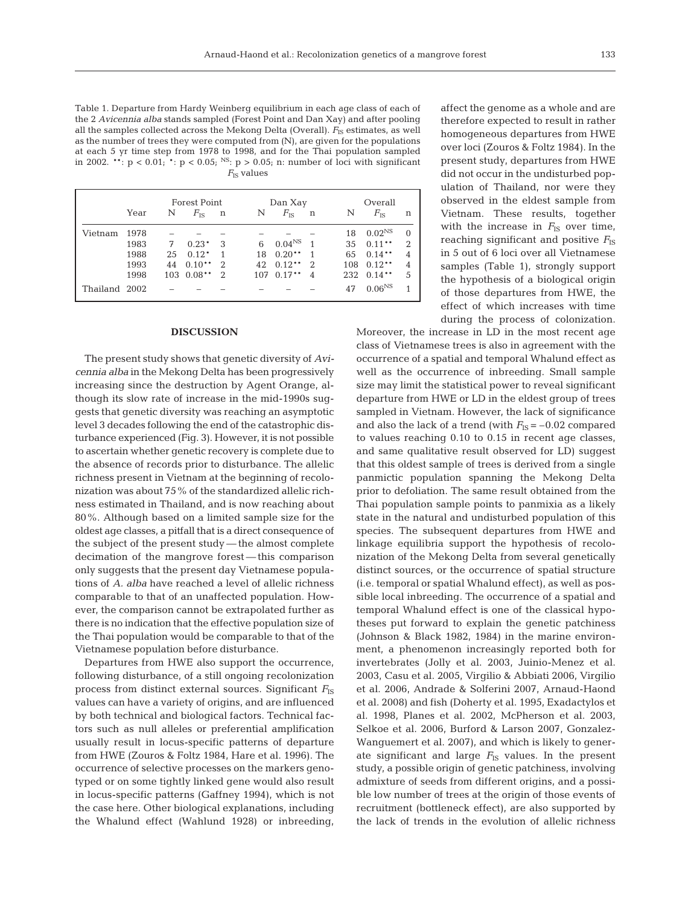Table 1. Departure from Hardy Weinberg equilibrium in each age class of each of the 2 *Avicennia alba* stands sampled (Forest Point and Dan Xay) and after pooling all the samples collected across the Mekong Delta (Overall). $F_{IS}$ estimates, as well as the number of trees they were computed from (N), are given for the populations at each 5 yr time step from 1978 to 1998, and for the Thai population sampled in 2002. \*\*: $p < 0.01$; \*: $p < 0.05$; NS: $p > 0.05$; n: number of loci with significant $F_{IS}$ values

| | Year | Forest Point | | | Dan Xay | | | Overall | | |
|---|---|---|---|---|---|---|---|---|---|---|
| | | N | $F_{IS}$ | n | N | $F_{IS}$ | n | N | $F_{IS}$ | n |
| Vietnam | 1978 | – | – | – | – | – | – | 18 | $0.02^{NS}$ | 0 |
| | 1983 | 7 | 0.23* | 3 | 6 | $0.04^{NS}$ | 1 | 35 | 0.11** | 2 |
| | 1988 | 25 | 0.12* | 1 | 18 | 0.20** | 1 | 65 | 0.14** | 4 |
| | 1993 | 44 | 0.10** | 2 | 42 | 0.12** | 2 | 108 | 0.12** | 4 |
| | 1998 | 103 | 0.08** | 2 | 107 | 0.17** | 4 | 232 | 0.14** | 5 |
| Thailand | 2002 | – | – | – | – | – | – | 47 | $0.06^{NS}$ | 1 |

## DISCUSSION

The present study shows that genetic diversity of *Avicennia alba* in the Mekong Delta has been progressively increasing since the destruction by Agent Orange, although its slow rate of increase in the mid-1990s suggests that genetic diversity was reaching an asymptotic level 3 decades following the end of the catastrophic disturbance experienced (Fig. 3). However, it is not possible to ascertain whether genetic recovery is complete due to the absence of records prior to disturbance. The allelic richness present in Vietnam at the beginning of recolonization was about 75% of the standardized allelic richness estimated in Thailand, and is now reaching about 80%. Although based on a limited sample size for the oldest age classes, a pitfall that is a direct consequence of the subject of the present study — the almost complete decimation of the mangrove forest — this comparison only suggests that the present day Vietnamese populations of *A. alba* have reached a level of allelic richness comparable to that of an unaffected population. However, the comparison cannot be extrapolated further as there is no indication that the effective population size of the Thai population would be comparable to that of the Vietnamese population before disturbance.

Departures from HWE also support the occurrence, following disturbance, of a still ongoing recolonization process from distinct external sources. Significant $F_{IS}$ values can have a variety of origins, and are influenced by both technical and biological factors. Technical factors such as null alleles or preferential amplification usually result in locus-specific patterns of departure from HWE (Zouros & Foltz 1984, Hare et al. 1996). The occurrence of selective processes on the markers genotyped or on some tightly linked gene would also result in locus-specific patterns (Gaffney 1994), which is not the case here. Other biological explanations, including the Whalund effect (Wahlund 1928) or inbreeding, affect the genome as a whole and are therefore expected to result in rather homogeneous departures from HWE over loci (Zouros & Foltz 1984). In the present study, departures from HWE did not occur in the undisturbed population of Thailand, nor were they observed in the eldest sample from Vietnam. These results, together with the increase in $F_{IS}$ over time, reaching significant and positive $F_{IS}$ in 5 out of 6 loci over all Vietnamese samples (Table 1), strongly support the hypothesis of a biological origin of those departures from HWE, the effect of which increases with time during the process of colonization. Moreover, the increase in LD in the most recent age class of Vietnamese trees is also in agreement with the occurrence of a spatial and temporal Whalund effect as well as the occurrence of inbreeding. Small sample size may limit the statistical power to reveal significant departure from HWE or LD in the eldest group of trees sampled in Vietnam. However, the lack of significance and also the lack of a trend (with $F_{IS} = -0.02$ compared to values reaching 0.10 to 0.15 in recent age classes, and same qualitative result observed for LD) suggest that this oldest sample of trees is derived from a single panmictic population spanning the Mekong Delta prior to defoliation. The same result obtained from the Thai population sample points to panmixia as a likely state in the natural and undisturbed population of this species. The subsequent departures from HWE and linkage equilibria support the hypothesis of recolonization of the Mekong Delta from several genetically distinct sources, or the occurrence of spatial structure (i.e. temporal or spatial Whalund effect), as well as possible local inbreeding. The occurrence of a spatial and temporal Whalund effect is one of the classical hypotheses put forward to explain the genetic patchiness (Johnson & Black 1982, 1984) in the marine environment, a phenomenon increasingly reported both for invertebrates (Jolly et al. 2003, Juinio-Menez et al. 2003, Casu et al. 2005, Virgilio & Abbiati 2006, Virgilio et al. 2006, Andrade & Solferini 2007, Arnaud-Haond et al. 2008) and fish (Doherty et al. 1995, Exadactylos et al. 1998, Planes et al. 2002, McPherson et al. 2003, Selkoe et al. 2006, Burford & Larson 2007, Gonzalez-Wanguemert et al. 2007), and which is likely to generate significant and large $F_{IS}$ values. In the present study, a possible origin of genetic patchiness, involving admixture of seeds from different origins, and a possible low number of trees at the origin of those events of recruitment (bottleneck effect), are also supported by the lack of trends in the evolution of allelic richness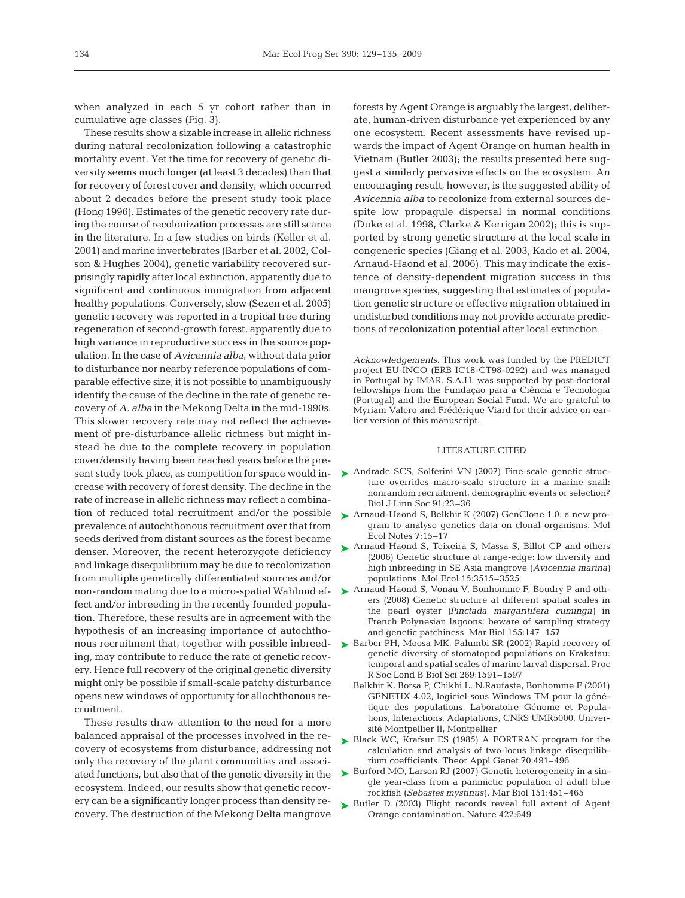when analyzed in each 5 yr cohort rather than in cumulative age classes (Fig. 3).

These results show a sizable increase in allelic richness during natural recolonization following a catastrophic mortality event. Yet the time for recovery of genetic diversity seems much longer (at least 3 decades) than that for recovery of forest cover and density, which occurred about 2 decades before the present study took place (Hong 1996). Estimates of the genetic recovery rate during the course of recolonization processes are still scarce in the literature. In a few studies on birds (Keller et al. 2001) and marine invertebrates (Barber et al. 2002, Colson & Hughes 2004), genetic variability recovered surprisingly rapidly after local extinction, apparently due to significant and continuous immigration from adjacent healthy populations. Conversely, slow (Sezen et al. 2005) genetic recovery was reported in a tropical tree during regeneration of second-growth forest, apparently due to high variance in reproductive success in the source population. In the case of *Avicennia alba*, without data prior to disturbance nor nearby reference populations of comparable effective size, it is not possible to unambiguously identify the cause of the decline in the rate of genetic recovery of *A. alba* in the Mekong Delta in the mid-1990s. This slower recovery rate may not reflect the achievement of pre-disturbance allelic richness but might instead be due to the complete recovery in population cover/density having been reached years before the present study took place, as competition for space would increase with recovery of forest density. The decline in the rate of increase in allelic richness may reflect a combination of reduced total recruitment and/or the possible prevalence of autochthonous recruitment over that from seeds derived from distant sources as the forest became denser. Moreover, the recent heterozygote deficiency and linkage disequilibrium may be due to recolonization from multiple genetically differentiated sources and/or non-random mating due to a micro-spatial Wahlund effect and/or inbreeding in the recently founded population. Therefore, these results are in agreement with the hypothesis of an increasing importance of autochthonous recruitment that, together with possible inbreeding, may contribute to reduce the rate of genetic recovery. Hence full recovery of the original genetic diversity might only be possible if small-scale patchy disturbance opens new windows of opportunity for allochthonous recruitment.

These results draw attention to the need for a more balanced appraisal of the processes involved in the recovery of ecosystems from disturbance, addressing not only the recovery of the plant communities and associated functions, but also that of the genetic diversity in the ecosystem. Indeed, our results show that genetic recovery can be a significantly longer process than density recovery. The destruction of the Mekong Delta mangrove forests by Agent Orange is arguably the largest, deliberate, human-driven disturbance yet experienced by any one ecosystem. Recent assessments have revised upwards the impact of Agent Orange on human health in Vietnam (Butler 2003); the results presented here suggest a similarly pervasive effects on the ecosystem. An encouraging result, however, is the suggested ability of *Avicennia alba* to recolonize from external sources despite low propagule dispersal in normal conditions (Duke et al. 1998, Clarke & Kerrigan 2002); this is supported by strong genetic structure at the local scale in congeneric species (Giang et al. 2003, Kado et al. 2004, Arnaud-Haond et al. 2006). This may indicate the existence of density-dependent migration success in this mangrove species, suggesting that estimates of population genetic structure or effective migration obtained in undisturbed conditions may not provide accurate predictions of recolonization potential after local extinction.

*Acknowledgements.* This work was funded by the PREDICT project EU-INCO (ERB IC18-CT98-0292) and was managed in Portugal by IMAR. S.A.H. was supported by post-doctoral fellowships from the Fundação para a Ciência e Tecnologia (Portugal) and the European Social Fund. We are grateful to Myriam Valero and Frédérique Viard for their advice on earlier version of this manuscript.

## LITERATURE CITED

- Andrade SCS, Solferini VN (2007) Fine-scale genetic structure overrides macro-scale structure in a marine snail: nonrandom recruitment, demographic events or selection? Biol J Linn Soc 91:23–36
- Arnaud-Haond S, Belkhir K (2007) GenClone 1.0: a new program to analyse genetics data on clonal organisms. Mol Ecol Notes 7:15–17
- Arnaud-Haond S, Teixeira S, Massa S, Billot CP and others (2006) Genetic structure at range-edge: low diversity and high inbreeding in SE Asia mangrove (*Avicennia marina*) populations. Mol Ecol 15:3515–3525
- Arnaud-Haond S, Vonau V, Bonhomme F, Boudry P and others (2008) Genetic structure at different spatial scales in the pearl oyster (*Pinctada margaritifera cumingii*) in French Polynesian lagoons: beware of sampling strategy and genetic patchiness. Mar Biol 155:147–157
- Barber PH, Moosa MK, Palumbi SR (2002) Rapid recovery of genetic diversity of stomatopod populations on Krakatau: temporal and spatial scales of marine larval dispersal. Proc R Soc Lond B Biol Sci 269:1591–1597
- Belkhir K, Borsa P, Chikhi L, N.Raufaste, Bonhomme F (2001) GENETIX 4.02, logiciel sous Windows TM pour la génétique des populations. Laboratoire Génome et Populations, Interactions, Adaptations, CNRS UMR5000, Université Montpellier II, Montpellier
- Black WC, Krafsur ES (1985) A FORTRAN program for the calculation and analysis of two-locus linkage disequilibrium coefficients. Theor Appl Genet 70:491–496
- Burford MO, Larson RJ (2007) Genetic heterogeneity in a single year-class from a panmictic population of adult blue rockfish (*Sebastes mystinus*). Mar Biol 151:451–465
- Butler D (2003) Flight records reveal full extent of Agent Orange contamination. Nature 422:649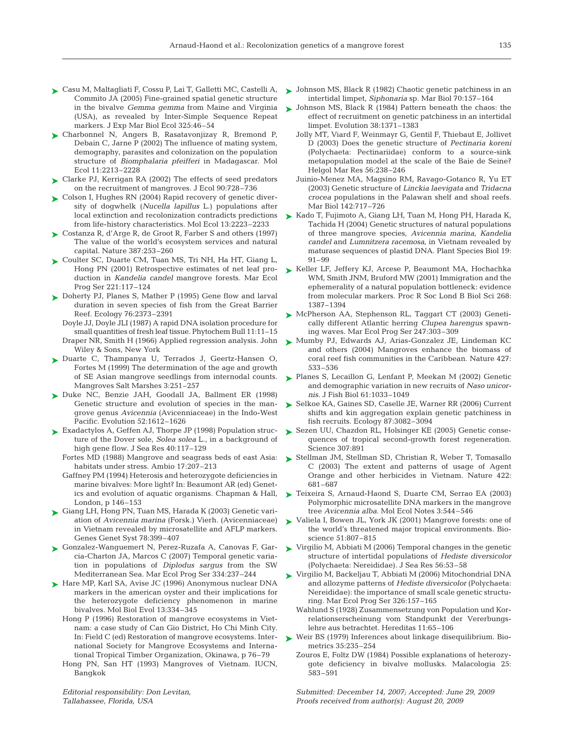Casu M, Maltagliati F, Cossu P, Lai T, Galletti MC, Castelli A, Commito JA (2005) Fine-grained spatial genetic structure in the bivalve *Gemma gemma* from Maine and Virginia (USA), as revealed by Inter-Simple Sequence Repeat markers. J Exp Mar Biol Ecol 325:46–54

Charbonnel N, Angers B, Rasatavonjizay R, Bremond P, Debain C, Jarne P (2002) The influence of mating system, demography, parasites and colonization on the population structure of *Biomphalaria pfeifferi* in Madagascar. Mol Ecol 11:2213–2228

Clarke PJ, Kerrigan RA (2002) The effects of seed predators on the recruitment of mangroves. J Ecol 90:728–736

Colson I, Hughes RN (2004) Rapid recovery of genetic diversity of dogwhelk (*Nucella lapillus* L.) populations after local extinction and recolonization contradicts predictions from life-history characteristics. Mol Ecol 13:2223–2233

Costanza R, d'Arge R, de Groot R, Farber S and others (1997) The value of the world's ecosystem services and natural capital. Nature 387:253–260

Coulter SC, Duarte CM, Tuan MS, Tri NH, Ha HT, Giang L, Hong PN (2001) Retrospective estimates of net leaf production in *Kandelia candel* mangrove forests. Mar Ecol Prog Ser 221:117–124

Doherty PJ, Planes S, Mather P (1995) Gene flow and larval duration in seven species of fish from the Great Barrier Reef. Ecology 76:2373–2391

Doyle JJ, Doyle JLI (1987) A rapid DNA isolation procedure for small quantities of fresh leaf tissue. Phytochem Bull 11:11–15

Draper NR, Smith H (1966) Applied regression analysis. John Wiley & Sons, New York

Duarte C, Thampanya U, Terrados J, Geertz-Hansen O, Fortes M (1999) The determination of the age and growth of SE Asian mangrove seedlings from internodal counts. Mangroves Salt Marshes 3:251–257

Duke NC, Benzie JAH, Goodall JA, Ballment ER (1998) Genetic structure and evolution of species in the mangrove genus *Avicennia* (Avicenniaceae) in the Indo-West Pacific. Evolution 52:1612–1626

Exadactylos A, Geffen AJ, Thorpe JP (1998) Population structure of the Dover sole, *Solea solea* L., in a background of high gene flow. J Sea Res 40:117–129

Fortes MD (1988) Mangrove and seagrass beds of east Asia: habitats under stress. Ambio 17:207–213

Gaffney PM (1994) Heterosis and heterozygote deficiencies in marine bivalves: More light? In: Beaumont AR (ed) Genetics and evolution of aquatic organisms. Chapman & Hall, London, p 146–153

Giang LH, Hong PN, Tuan MS, Harada K (2003) Genetic variation of *Avicennia marina* (Forsk.) Vierh. (Avicenniaceae) in Vietnam revealed by microsatellite and AFLP markers. Genes Genet Syst 78:399–407

Gonzalez-Wanguemert N, Perez-Ruzafa A, Canovas F, Garcia-Charton JA, Marcos C (2007) Temporal genetic variation in populations of *Diplodus sargus* from the SW Mediterranean Sea. Mar Ecol Prog Ser 334:237–244

Hare MP, Karl SA, Avise JC (1996) Anonymous nuclear DNA markers in the american oyster and their implications for the heterozygote deficiency phenomenon in marine bivalves. Mol Biol Evol 13:334–345

Hong P (1996) Restoration of mangrove ecosystems in Vietnam: a case study of Can Gio District, Ho Chi Minh City. In: Field C (ed) Restoration of mangrove ecosystems. International Society for Mangrove Ecosystems and International Tropical Timber Organization, Okinawa, p 76–79

Hong PN, San HT (1993) Mangroves of Vietnam. IUCN, Bangkok

Johnson MS, Black R (1982) Chaotic genetic patchiness in an intertidal limpet, *Siphonaria* sp. Mar Biol 70:157–164

Johnson MS, Black R (1984) Pattern beneath the chaos: the effect of recruitment on genetic patchiness in an intertidal limpet. Evolution 38:1371–1383

Jolly MT, Viard F, Weinmayr G, Gentil F, Thiebaut E, Jollivet D (2003) Does the genetic structure of *Pectinaria koreni* (Polychaeta: Pectinariidae) conform to a source-sink metapopulation model at the scale of the Baie de Seine? Helgol Mar Res 56:238–246

Juinio-Menez MA, Magsino RM, Ravago-Gotanco R, Yu ET (2003) Genetic structure of *Linckia laevigata* and *Tridacna crocea* populations in the Palawan shelf and shoal reefs. Mar Biol 142:717–726

Kado T, Fujimoto A, Giang LH, Tuan M, Hong PH, Harada K, Tachida H (2004) Genetic structures of natural populations of three mangrove species, *Avicennia marina*, *Kandelia candel* and *Lumnitzera racemosa*, in Vietnam revealed by maturase sequences of plastid DNA. Plant Species Biol 19: 91–99

Keller LF, Jeffery KJ, Arcese P, Beaumont MA, Hochachka WM, Smith JNM, Bruford MW (2001) Immigration and the ephemerality of a natural population bottleneck: evidence from molecular markers. Proc R Soc Lond B Biol Sci 268: 1387–1394

McPherson AA, Stephenson RL, Taggart CT (2003) Genetically different Atlantic herring *Clupea harengus* spawning waves. Mar Ecol Prog Ser 247:303–309

Mumby PJ, Edwards AJ, Arias-Gonzalez JE, Lindeman KC and others (2004) Mangroves enhance the biomass of coral reef fish communities in the Caribbean. Nature 427: 533–536

Planes S, Lecaillon G, Lenfant P, Meekan M (2002) Genetic and demographic variation in new recruits of *Naso unicornis*. J Fish Biol 61:1033–1049

Selkoe KA, Gaines SD, Caselle JE, Warner RR (2006) Current shifts and kin aggregation explain genetic patchiness in fish recruits. Ecology 87:3082–3094

Sezen UU, Chazdon RL, Holsinger KE (2005) Genetic consequences of tropical second-growth forest regeneration. Science 307:891

Stellman JM, Stellman SD, Christian R, Weber T, Tomasallo C (2003) The extent and patterns of usage of Agent Orange and other herbicides in Vietnam. Nature 422: 681–687

Teixeira S, Arnaud-Haond S, Duarte CM, Serrao EA (2003) Polymorphic microsatellite DNA markers in the mangrove tree *Avicennia alba*. Mol Ecol Notes 3:544–546

Valiela I, Bowen JL, York JK (2001) Mangrove forests: one of the world's threatened major tropical environments. Bioscience 51:807–815

Virgilio M, Abbiati M (2006) Temporal changes in the genetic structure of intertidal populations of *Hediste diversicolor* (Polychaeta: Nereididae). J Sea Res 56:53–58

Virgilio M, Backeljau T, Abbiati M (2006) Mitochondrial DNA and allozyme patterns of *Hediste diversicolor* (Polychaeta: Nereididae): the importance of small scale genetic structuring. Mar Ecol Prog Ser 326:157–165

Wahlund S (1928) Zusammensetzung von Population und Korrelationserscheinung vom Standpunkt der Vererbungslehre aus betrachtet. Hereditas 11:65–106

Weir BS (1979) Inferences about linkage disequilibrium. Biometrics 35:235–254

Zouros E, Foltz DW (1984) Possible explanations of heterozygote deficiency in bivalve mollusks. Malacologia 25: 583–591

*Editorial responsibility: Don Levitan, Tallahassee, Florida, USA*

*Submitted: December 14, 2007; Accepted: June 29, 2009*
*Proofs received from author(s): August 20, 2009*